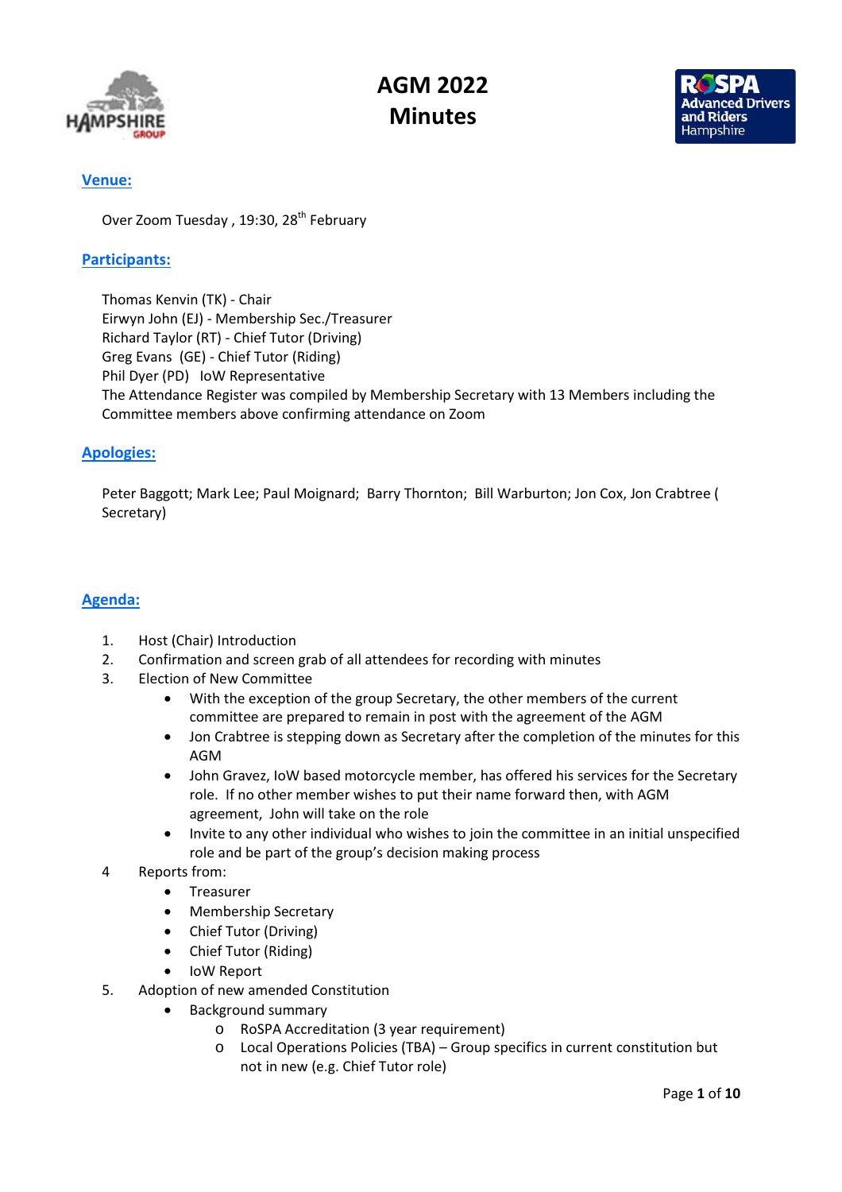# AGM 2022
# Minutes

## Venue:

Over Zoom Tuesday , 19:30, 28th February

## Participants:

Thomas Kenvin (TK) - Chair
Eirwyn John (EJ) - Membership Sec./Treasurer
Richard Taylor (RT) - Chief Tutor (Driving)
Greg Evans (GE) - Chief Tutor (Riding)
Phil Dyer (PD) IoW Representative
The Attendance Register was compiled by Membership Secretary with 13 Members including the Committee members above confirming attendance on Zoom

## Apologies:

Peter Baggott; Mark Lee; Paul Moignard; Barry Thornton; Bill Warburton; Jon Cox, Jon Crabtree ( Secretary)

## Agenda:

1. Host (Chair) Introduction
2. Confirmation and screen grab of all attendees for recording with minutes
3. Election of New Committee
   - With the exception of the group Secretary, the other members of the current committee are prepared to remain in post with the agreement of the AGM
   - Jon Crabtree is stepping down as Secretary after the completion of the minutes for this AGM
   - John Gravez, IoW based motorcycle member, has offered his services for the Secretary role. If no other member wishes to put their name forward then, with AGM agreement, John will take on the role
   - Invite to any other individual who wishes to join the committee in an initial unspecified role and be part of the group's decision making process
4. Reports from:
   - Treasurer
   - Membership Secretary
   - Chief Tutor (Driving)
   - Chief Tutor (Riding)
   - IoW Report
5. Adoption of new amended Constitution
   - Background summary
     - RoSPA Accreditation (3 year requirement)
     - Local Operations Policies (TBA) – Group specifics in current constitution but not in new (e.g. Chief Tutor role)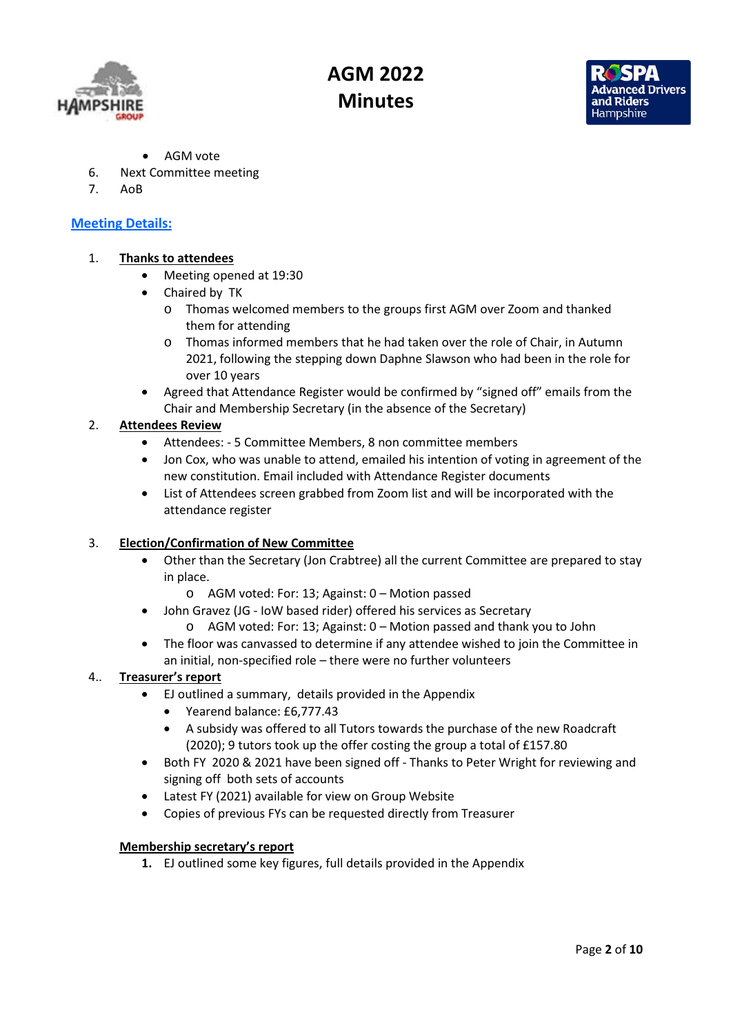- AGM vote

6. Next Committee meeting
7. AoB

## Meeting Details:

1. **Thanks to attendees**
   - Meeting opened at 19:30
   - Chaired by TK
     - Thomas welcomed members to the groups first AGM over Zoom and thanked them for attending
     - Thomas informed members that he had taken over the role of Chair, in Autumn 2021, following the stepping down Daphne Slawson who had been in the role for over 10 years
   - Agreed that Attendance Register would be confirmed by "signed off" emails from the Chair and Membership Secretary (in the absence of the Secretary)

2. **Attendees Review**
   - Attendees: - 5 Committee Members, 8 non committee members
   - Jon Cox, who was unable to attend, emailed his intention of voting in agreement of the new constitution. Email included with Attendance Register documents
   - List of Attendees screen grabbed from Zoom list and will be incorporated with the attendance register

3. **Election/Confirmation of New Committee**
   - Other than the Secretary (Jon Crabtree) all the current Committee are prepared to stay in place.
     - AGM voted: For: 13; Against: 0 – Motion passed
   - John Gravez (JG - IoW based rider) offered his services as Secretary
     - AGM voted: For: 13; Against: 0 – Motion passed and thank you to John
   - The floor was canvassed to determine if any attendee wished to join the Committee in an initial, non-specified role – there were no further volunteers

4.. **Treasurer's report**
   - EJ outlined a summary, details provided in the Appendix
     - Yearend balance: £6,777.43
     - A subsidy was offered to all Tutors towards the purchase of the new Roadcraft (2020); 9 tutors took up the offer costing the group a total of £157.80
   - Both FY 2020 & 2021 have been signed off - Thanks to Peter Wright for reviewing and signing off both sets of accounts
   - Latest FY (2021) available for view on Group Website
   - Copies of previous FYs can be requested directly from Treasurer

**Membership secretary's report**

1. EJ outlined some key figures, full details provided in the Appendix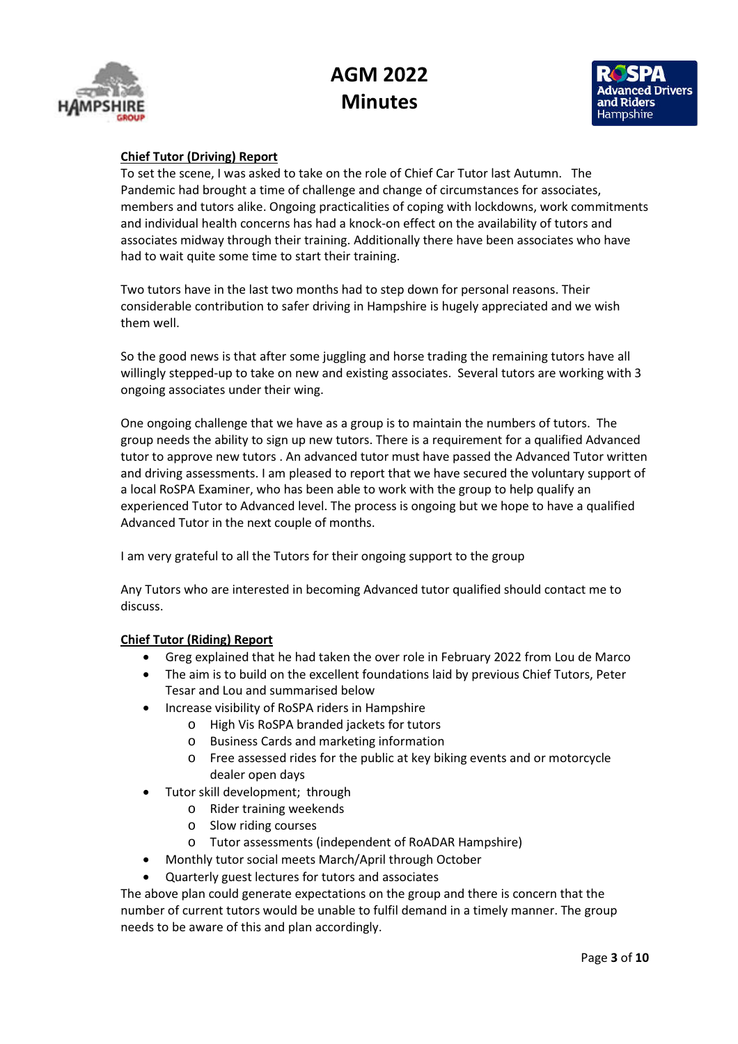# AGM 2022
# Minutes

**Chief Tutor (Driving) Report**

To set the scene, I was asked to take on the role of Chief Car Tutor last Autumn. The Pandemic had brought a time of challenge and change of circumstances for associates, members and tutors alike. Ongoing practicalities of coping with lockdowns, work commitments and individual health concerns has had a knock-on effect on the availability of tutors and associates midway through their training. Additionally there have been associates who have had to wait quite some time to start their training.

Two tutors have in the last two months had to step down for personal reasons. Their considerable contribution to safer driving in Hampshire is hugely appreciated and we wish them well.

So the good news is that after some juggling and horse trading the remaining tutors have all willingly stepped-up to take on new and existing associates. Several tutors are working with 3 ongoing associates under their wing.

One ongoing challenge that we have as a group is to maintain the numbers of tutors. The group needs the ability to sign up new tutors. There is a requirement for a qualified Advanced tutor to approve new tutors . An advanced tutor must have passed the Advanced Tutor written and driving assessments. I am pleased to report that we have secured the voluntary support of a local RoSPA Examiner, who has been able to work with the group to help qualify an experienced Tutor to Advanced level. The process is ongoing but we hope to have a qualified Advanced Tutor in the next couple of months.

I am very grateful to all the Tutors for their ongoing support to the group

Any Tutors who are interested in becoming Advanced tutor qualified should contact me to discuss.

**Chief Tutor (Riding) Report**

- Greg explained that he had taken the over role in February 2022 from Lou de Marco
- The aim is to build on the excellent foundations laid by previous Chief Tutors, Peter Tesar and Lou and summarised below
- Increase visibility of RoSPA riders in Hampshire
  - High Vis RoSPA branded jackets for tutors
  - Business Cards and marketing information
  - Free assessed rides for the public at key biking events and or motorcycle dealer open days
- Tutor skill development; through
  - Rider training weekends
  - Slow riding courses
  - Tutor assessments (independent of RoADAR Hampshire)
- Monthly tutor social meets March/April through October
- Quarterly guest lectures for tutors and associates

The above plan could generate expectations on the group and there is concern that the number of current tutors would be unable to fulfil demand in a timely manner. The group needs to be aware of this and plan accordingly.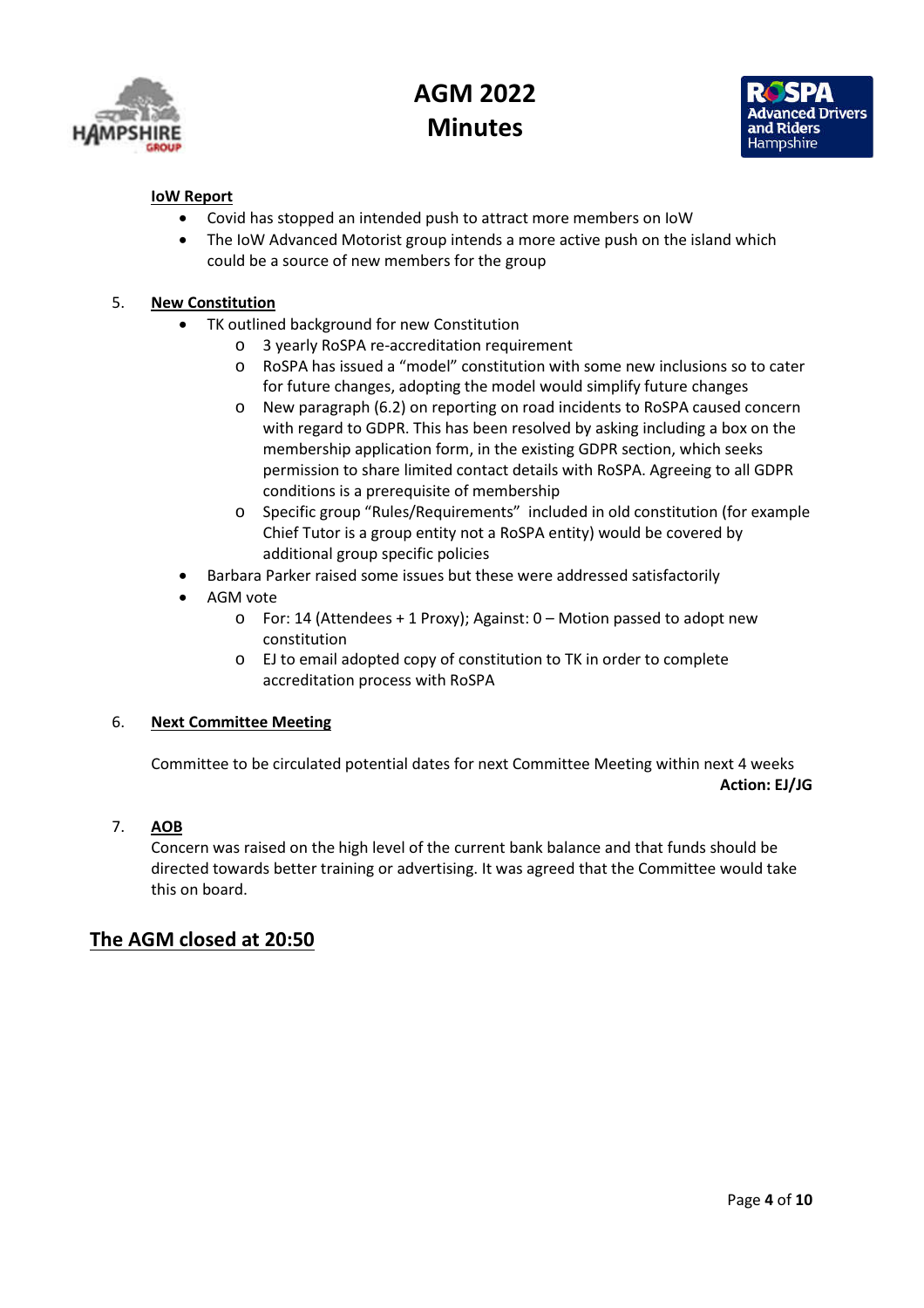**IoW Report**

- Covid has stopped an intended push to attract more members on IoW
- The IoW Advanced Motorist group intends a more active push on the island which could be a source of new members for the group

5. **New Constitution**

   - TK outlined background for new Constitution
     - 3 yearly RoSPA re-accreditation requirement
     - RoSPA has issued a “model” constitution with some new inclusions so to cater for future changes, adopting the model would simplify future changes
     - New paragraph (6.2) on reporting on road incidents to RoSPA caused concern with regard to GDPR. This has been resolved by asking including a box on the membership application form, in the existing GDPR section, which seeks permission to share limited contact details with RoSPA. Agreeing to all GDPR conditions is a prerequisite of membership
     - Specific group “Rules/Requirements” included in old constitution (for example Chief Tutor is a group entity not a RoSPA entity) would be covered by additional group specific policies
   - Barbara Parker raised some issues but these were addressed satisfactorily
   - AGM vote
     - For: 14 (Attendees + 1 Proxy); Against: 0 – Motion passed to adopt new constitution
     - EJ to email adopted copy of constitution to TK in order to complete accreditation process with RoSPA

6. **Next Committee Meeting**

   Committee to be circulated potential dates for next Committee Meeting within next 4 weeks
   **Action: EJ/JG**

7. **AOB**

   Concern was raised on the high level of the current bank balance and that funds should be directed towards better training or advertising. It was agreed that the Committee would take this on board.

## The AGM closed at 20:50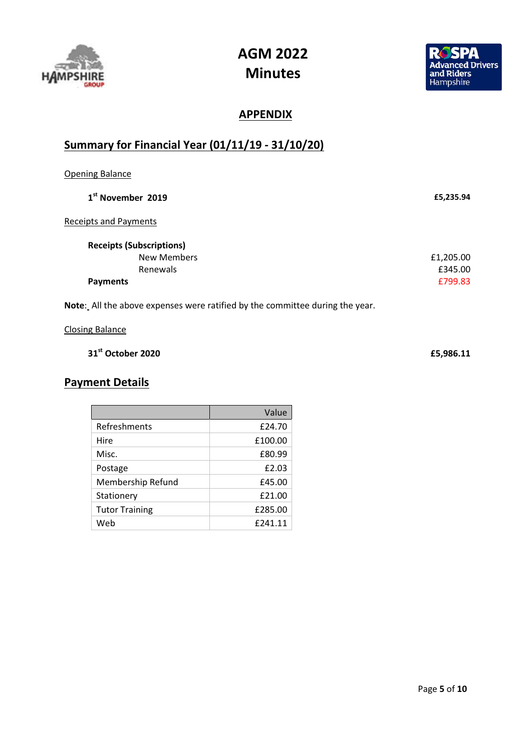# AGM 2022 Minutes

## APPENDIX

## Summary for Financial Year (01/11/19 - 31/10/20)

Opening Balance

| | |
|---|---|
| **1st November 2019** | **£5,235.94** |

Receipts and Payments

| | |
|---|---|
| **Receipts (Subscriptions)** | |
| New Members | £1,205.00 |
| Renewals | £345.00 |
| **Payments** | £799.83 |

**Note**: All the above expenses were ratified by the committee during the year.

Closing Balance

| | |
|---|---|
| **31st October 2020** | **£5,986.11** |

## Payment Details

| | Value |
|---|---|
| Refreshments | £24.70 |
| Hire | £100.00 |
| Misc. | £80.99 |
| Postage | £2.03 |
| Membership Refund | £45.00 |
| Stationery | £21.00 |
| Tutor Training | £285.00 |
| Web | £241.11 |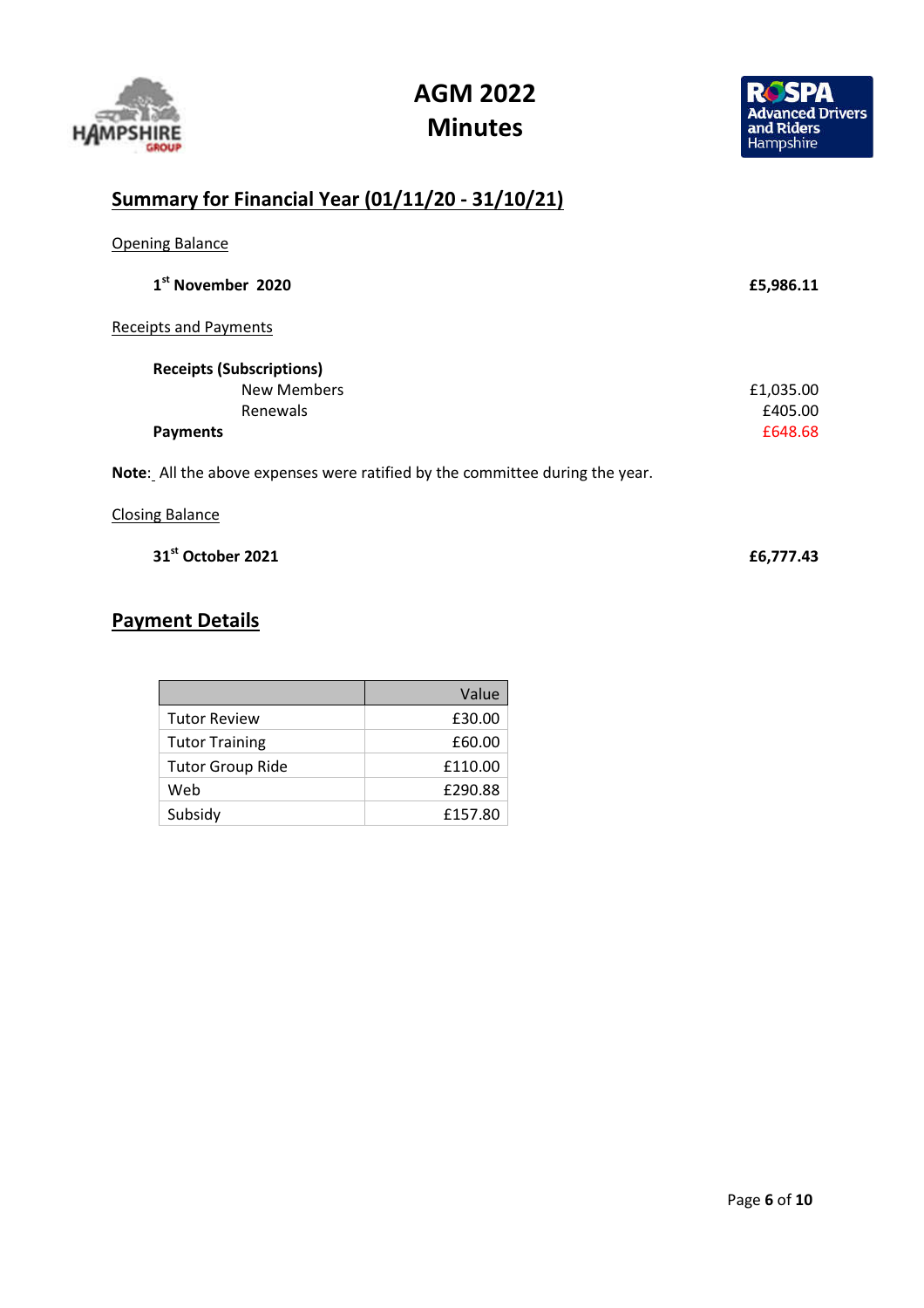# AGM 2022
# Minutes

## Summary for Financial Year (01/11/20 - 31/10/21)

Opening Balance

| | |
|---|---|
| **1st November 2020** | **£5,986.11** |

Receipts and Payments

| | |
|---|---|
| **Receipts (Subscriptions)** | |
| New Members | £1,035.00 |
| Renewals | £405.00 |
| **Payments** | £648.68 |

**Note**: All the above expenses were ratified by the committee during the year.

Closing Balance

| | |
|---|---|
| **31st October 2021** | **£6,777.43** |

## Payment Details

| | Value |
|---|---|
| Tutor Review | £30.00 |
| Tutor Training | £60.00 |
| Tutor Group Ride | £110.00 |
| Web | £290.88 |
| Subsidy | £157.80 |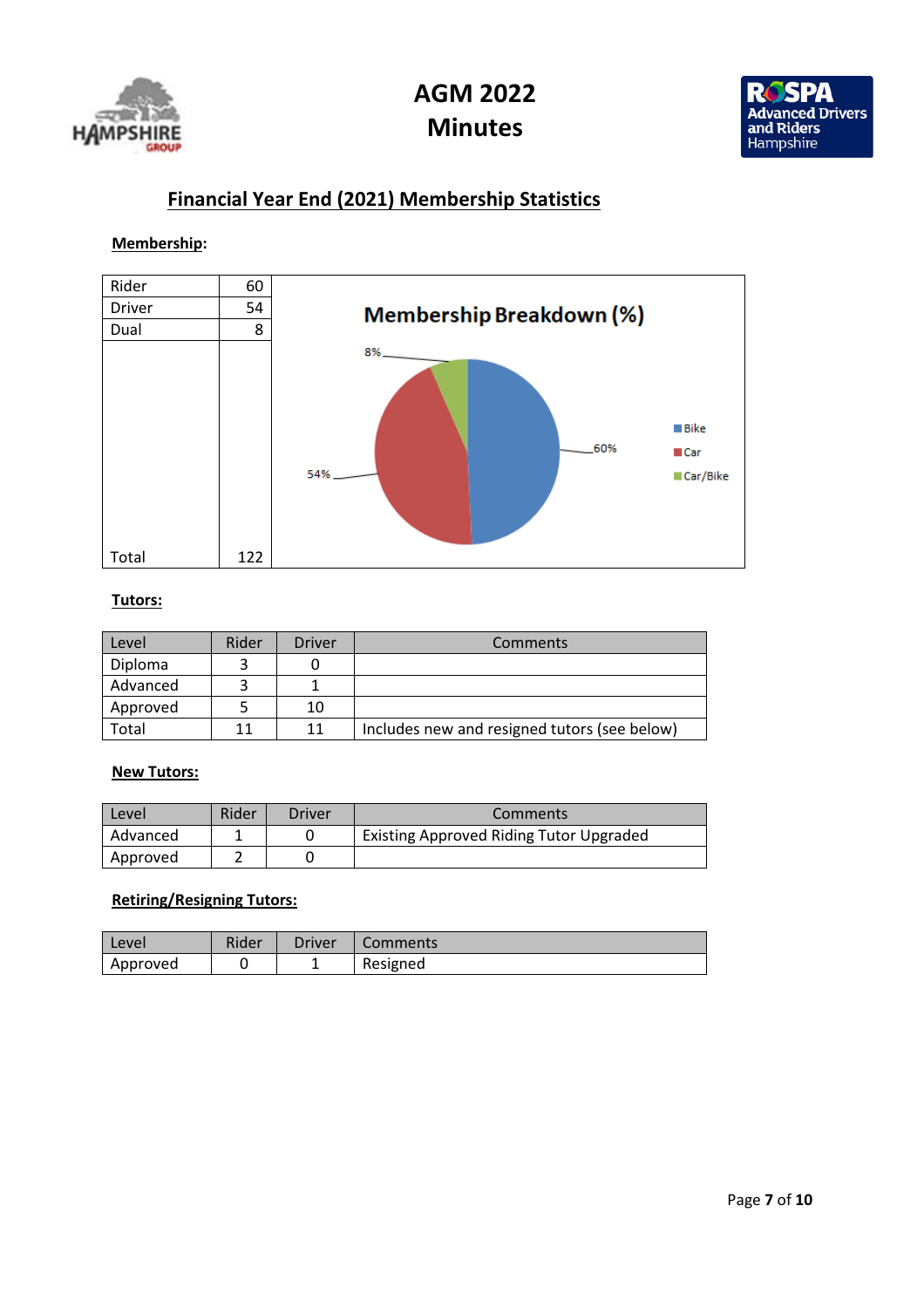# AGM 2022
# Minutes

## Financial Year End (2021) Membership Statistics

### Membership:

| | |
|---|---|
| Rider | 60 |
| Driver | 54 |
| Dual | 8 |
| Total | 122 |

Membership Breakdown (%)

8%, 60%, 54%

Bike, Car, Car/Bike

### Tutors:

| Level | Rider | Driver | Comments |
|---|---|---|---|
| Diploma | 3 | 0 | |
| Advanced | 3 | 1 | |
| Approved | 5 | 10 | |
| Total | 11 | 11 | Includes new and resigned tutors (see below) |

### New Tutors:

| Level | Rider | Driver | Comments |
|---|---|---|---|
| Advanced | 1 | 0 | Existing Approved Riding Tutor Upgraded |
| Approved | 2 | 0 | |

### Retiring/Resigning Tutors:

| Level | Rider | Driver | Comments |
|---|---|---|---|
| Approved | 0 | 1 | Resigned |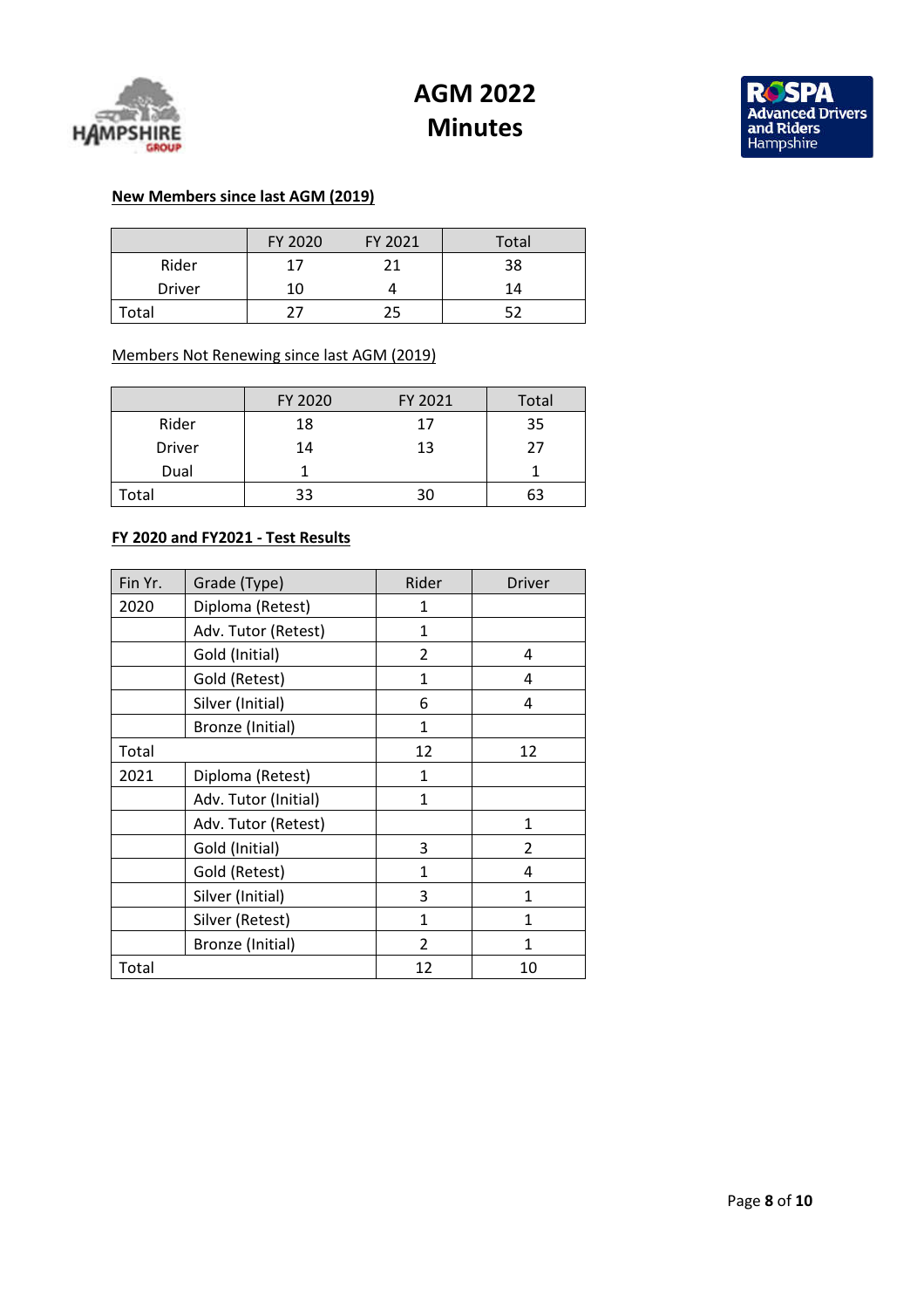# AGM 2022 Minutes

**New Members since last AGM (2019)**

| | FY 2020 | FY 2021 | Total |
|---|---|---|---|
| Rider | 17 | 21 | 38 |
| Driver | 10 | 4 | 14 |
| Total | 27 | 25 | 52 |

Members Not Renewing since last AGM (2019)

| | FY 2020 | FY 2021 | Total |
|---|---|---|---|
| Rider | 18 | 17 | 35 |
| Driver | 14 | 13 | 27 |
| Dual | 1 | | 1 |
| Total | 33 | 30 | 63 |

**FY 2020 and FY2021 - Test Results**

| Fin Yr. | Grade (Type) | Rider | Driver |
|---|---|---|---|
| 2020 | Diploma (Retest) | 1 | |
| | Adv. Tutor (Retest) | 1 | |
| | Gold (Initial) | 2 | 4 |
| | Gold (Retest) | 1 | 4 |
| | Silver (Initial) | 6 | 4 |
| | Bronze (Initial) | 1 | |
| Total | | 12 | 12 |
| 2021 | Diploma (Retest) | 1 | |
| | Adv. Tutor (Initial) | 1 | |
| | Adv. Tutor (Retest) | | 1 |
| | Gold (Initial) | 3 | 2 |
| | Gold (Retest) | 1 | 4 |
| | Silver (Initial) | 3 | 1 |
| | Silver (Retest) | 1 | 1 |
| | Bronze (Initial) | 2 | 1 |
| Total | | 12 | 10 |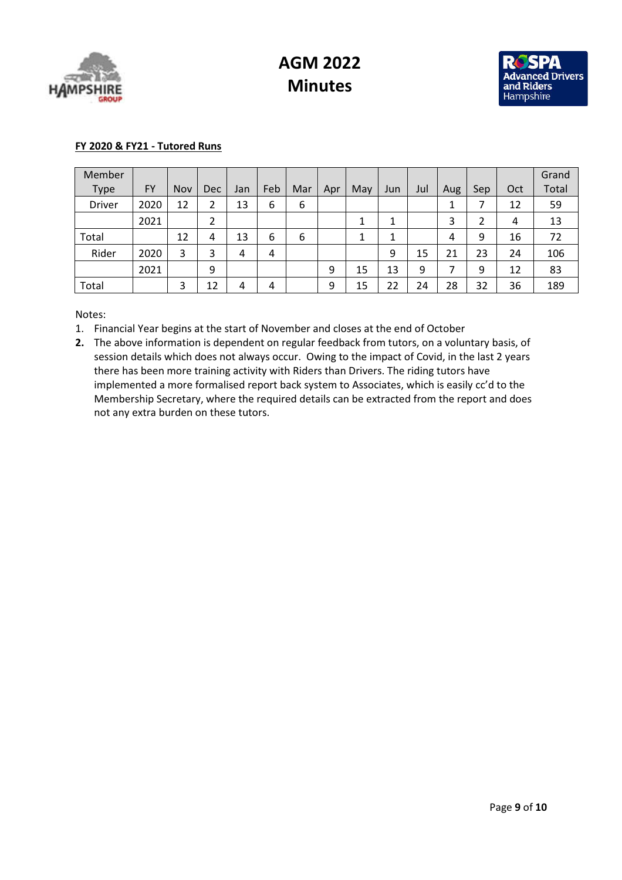**FY 2020 & FY21 - Tutored Runs**

| Member Type | FY | Nov | Dec | Jan | Feb | Mar | Apr | May | Jun | Jul | Aug | Sep | Oct | Grand Total |
|---|---|---|---|---|---|---|---|---|---|---|---|---|---|---|
| Driver | 2020 | 12 | 2 | 13 | 6 | 6 | | | | | 1 | 7 | 12 | 59 |
| | 2021 | | 2 | | | | | 1 | 1 | | 3 | 2 | 4 | 13 |
| Total | | 12 | 4 | 13 | 6 | 6 | | 1 | 1 | | 4 | 9 | 16 | 72 |
| Rider | 2020 | 3 | 3 | 4 | 4 | | | | 9 | 15 | 21 | 23 | 24 | 106 |
| | 2021 | | 9 | | | | 9 | 15 | 13 | 9 | 7 | 9 | 12 | 83 |
| Total | | 3 | 12 | 4 | 4 | | 9 | 15 | 22 | 24 | 28 | 32 | 36 | 189 |

Notes:

1. Financial Year begins at the start of November and closes at the end of October
2. The above information is dependent on regular feedback from tutors, on a voluntary basis, of session details which does not always occur. Owing to the impact of Covid, in the last 2 years there has been more training activity with Riders than Drivers. The riding tutors have implemented a more formalised report back system to Associates, which is easily cc'd to the Membership Secretary, where the required details can be extracted from the report and does not any extra burden on these tutors.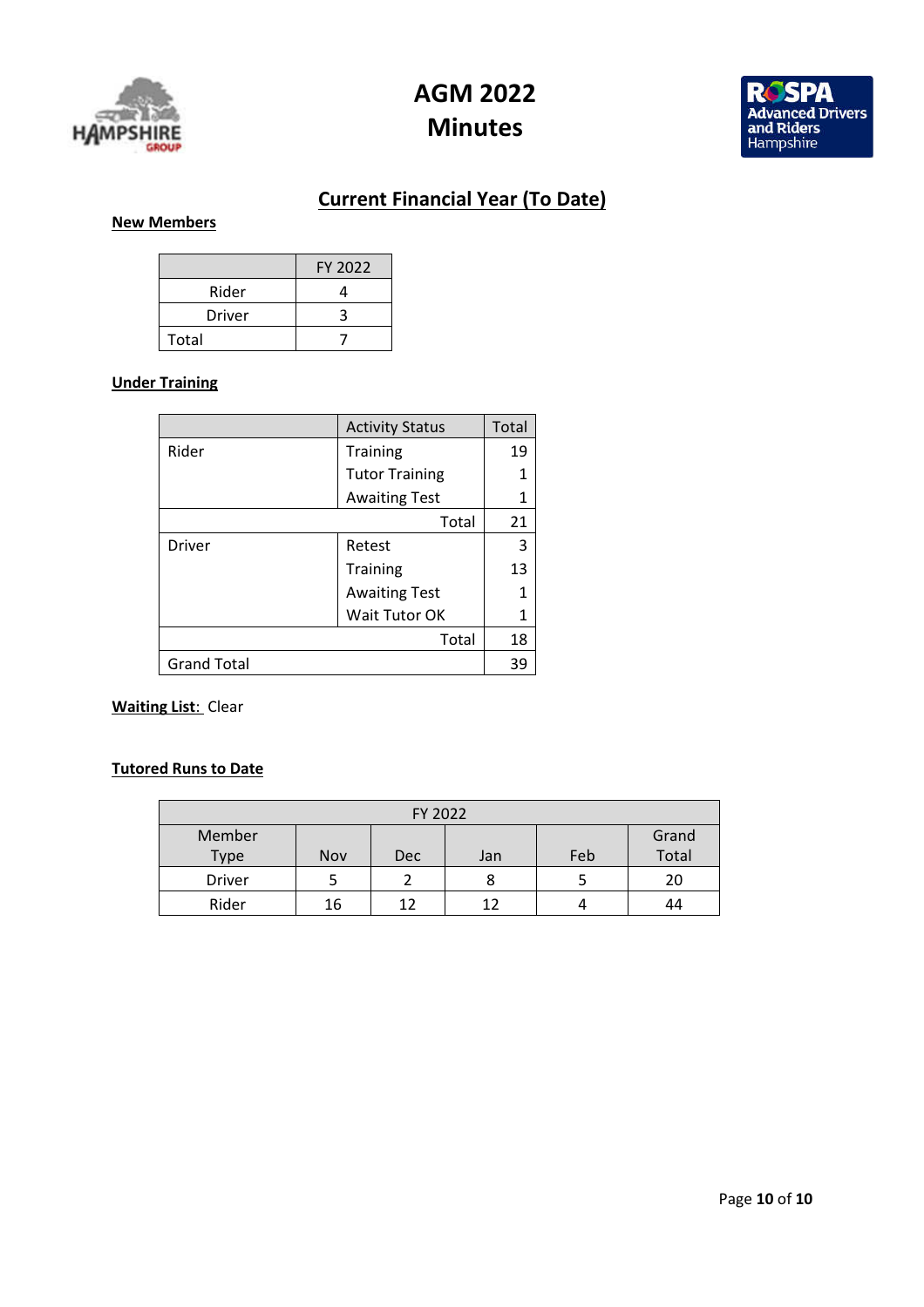# AGM 2022
# Minutes

## Current Financial Year (To Date)

**New Members**

| | FY 2022 |
|---|---|
| Rider | 4 |
| Driver | 3 |
| Total | 7 |

**Under Training**

| | Activity Status | Total |
|---|---|---|
| Rider | Training | 19 |
| | Tutor Training | 1 |
| | Awaiting Test | 1 |
| | Total | 21 |
| Driver | Retest | 3 |
| | Training | 13 |
| | Awaiting Test | 1 |
| | Wait Tutor OK | 1 |
| | Total | 18 |
| Grand Total | | 39 |

**Waiting List**: Clear

**Tutored Runs to Date**

| FY 2022 | | | | | |
|---|---|---|---|---|---|
| Member Type | Nov | Dec | Jan | Feb | Grand Total |
| Driver | 5 | 2 | 8 | 5 | 20 |
| Rider | 16 | 12 | 12 | 4 | 44 |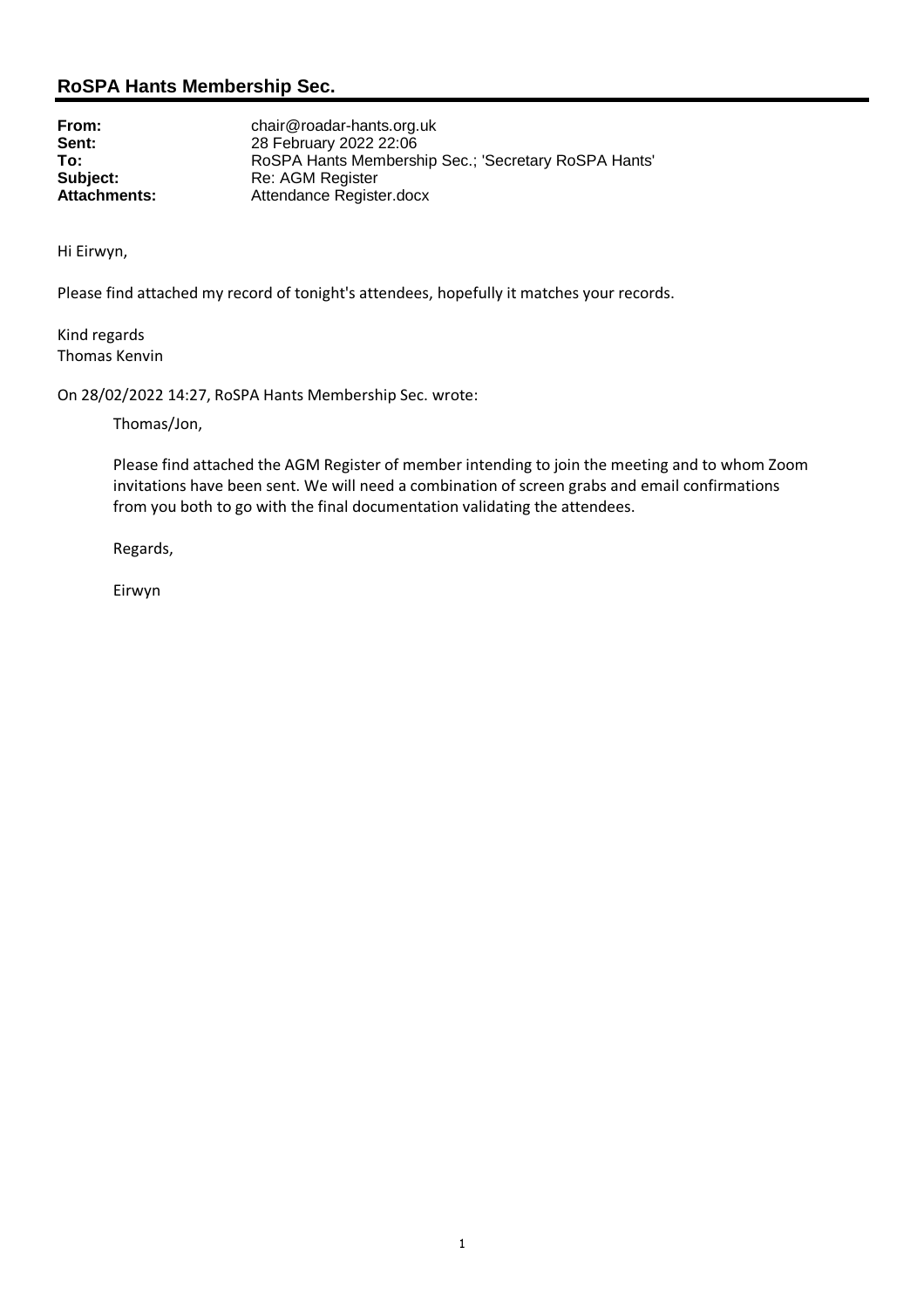## RoSPA Hants Membership Sec.

| | |
|---|---|
| **From:** | chair@roadar-hants.org.uk |
| **Sent:** | 28 February 2022 22:06 |
| **To:** | RoSPA Hants Membership Sec.; 'Secretary RoSPA Hants' |
| **Subject:** | Re: AGM Register |
| **Attachments:** | Attendance Register.docx |

Hi Eirwyn,

Please find attached my record of tonight's attendees, hopefully it matches your records.

Kind regards
Thomas Kenvin

On 28/02/2022 14:27, RoSPA Hants Membership Sec. wrote:

> Thomas/Jon,
>
> Please find attached the AGM Register of member intending to join the meeting and to whom Zoom invitations have been sent. We will need a combination of screen grabs and email confirmations from you both to go with the final documentation validating the attendees.
>
> Regards,
>
> Eirwyn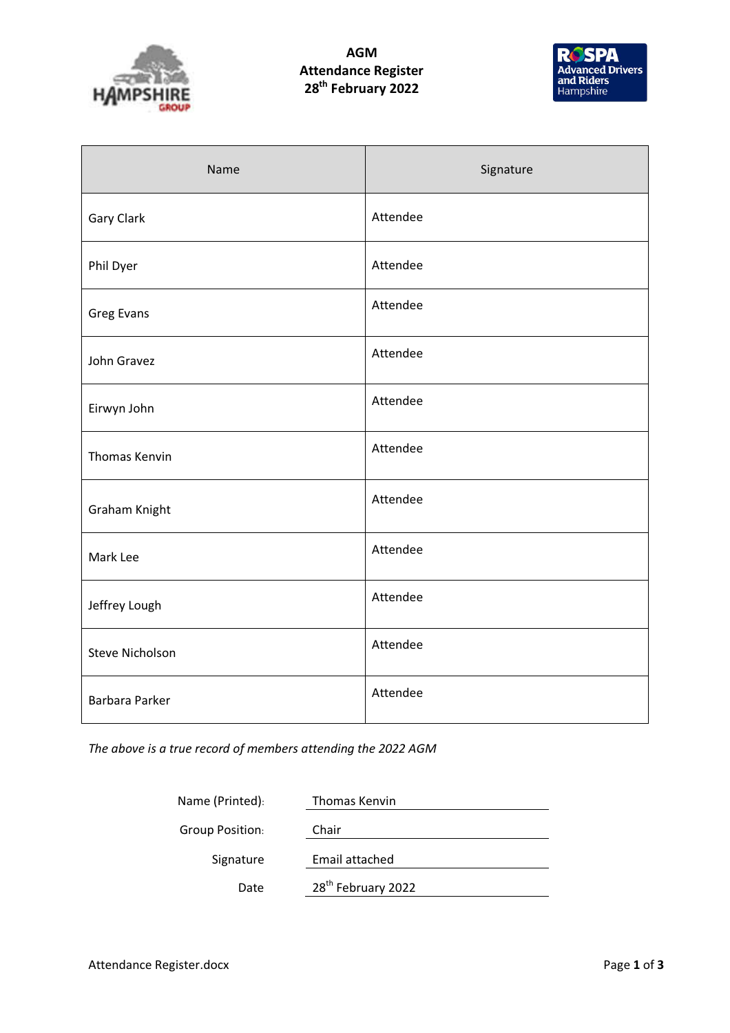# AGM
## Attendance Register
## 28th February 2022

| Name | Signature |
|---|---|
| Gary Clark | Attendee |
| Phil Dyer | Attendee |
| Greg Evans | Attendee |
| John Gravez | Attendee |
| Eirwyn John | Attendee |
| Thomas Kenvin | Attendee |
| Graham Knight | Attendee |
| Mark Lee | Attendee |
| Jeffrey Lough | Attendee |
| Steve Nicholson | Attendee |
| Barbara Parker | Attendee |

*The above is a true record of members attending the 2022 AGM*

Name (Printed): Thomas Kenvin

Group Position: Chair

Signature: Email attached

Date: 28th February 2022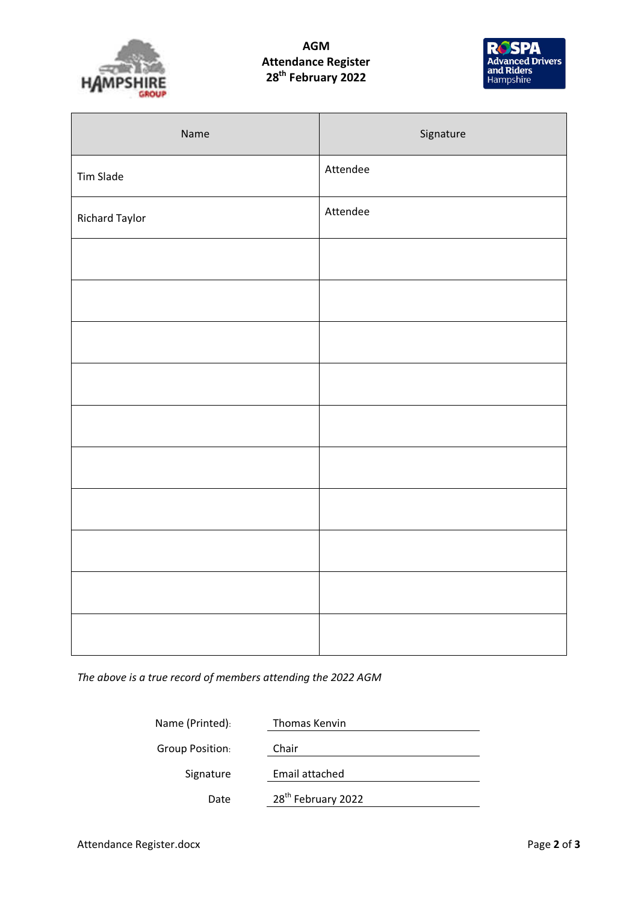# AGM
## Attendance Register
## 28th February 2022

| Name | Signature |
|---|---|
| Tim Slade | Attendee |
| Richard Taylor | Attendee |
| | |
| | |
| | |
| | |
| | |
| | |
| | |
| | |
| | |
| | |

*The above is a true record of members attending the 2022 AGM*

| | |
|---|---|
| Name (Printed): | Thomas Kenvin |
| Group Position: | Chair |
| Signature | Email attached |
| Date | 28th February 2022 |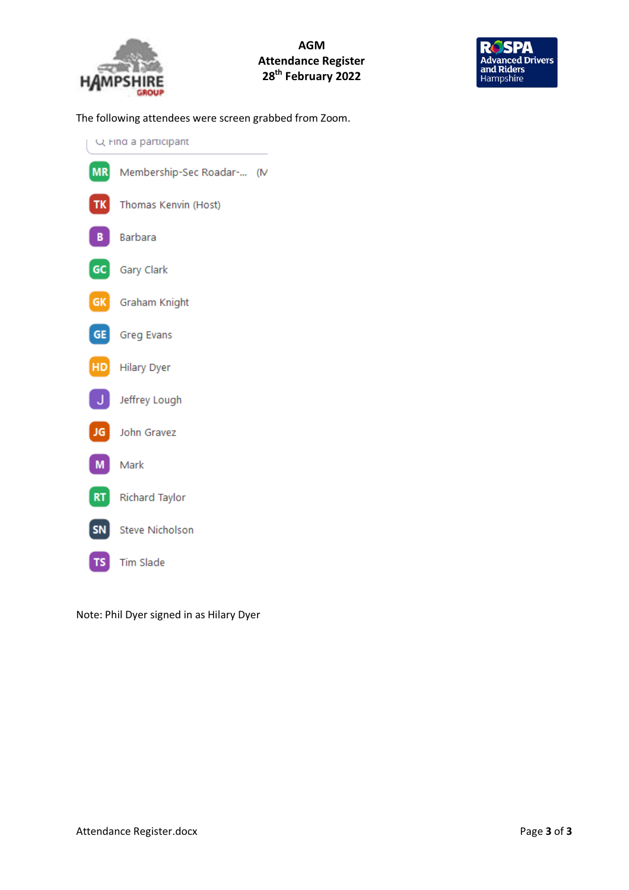# AGM
## Attendance Register
## 28th February 2022

The following attendees were screen grabbed from Zoom.

Find a participant

- MR Membership-Sec Roadar-... (M
- TK Thomas Kenvin (Host)
- B Barbara
- GC Gary Clark
- GK Graham Knight
- GE Greg Evans
- HD Hilary Dyer
- J Jeffrey Lough
- JG John Gravez
- M Mark
- RT Richard Taylor
- SN Steve Nicholson
- TS Tim Slade

Note: Phil Dyer signed in as Hilary Dyer